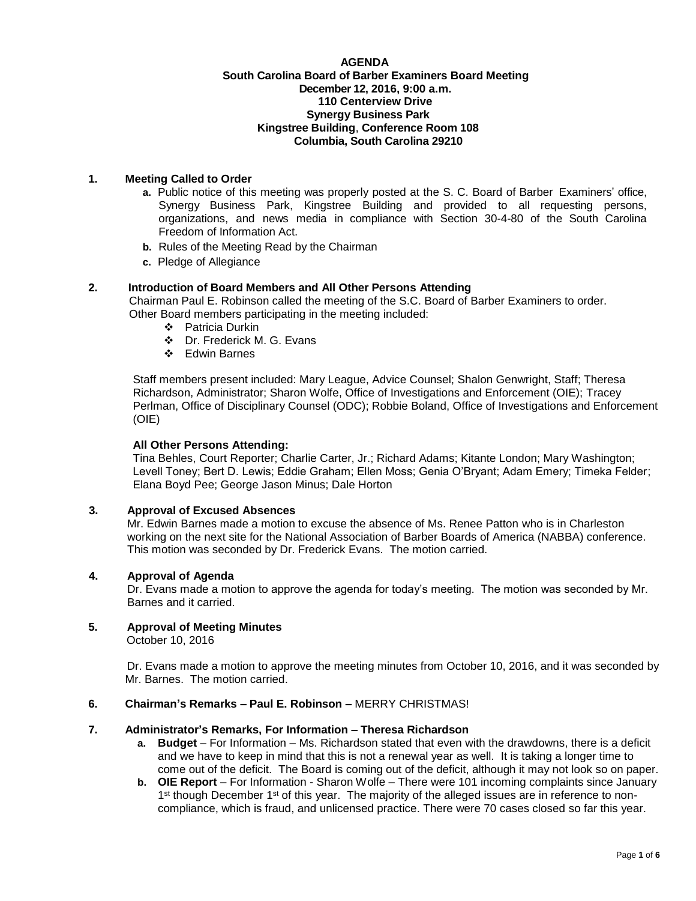**AGENDA**
**South Carolina Board of Barber Examiners Board Meeting**
**December 12, 2016, 9:00 a.m.**
**110 Centerview Drive**
**Synergy Business Park**
**Kingstree Building**, **Conference Room 108**
**Columbia, South Carolina 29210**

**1. Meeting Called to Order**

a. Public notice of this meeting was properly posted at the S. C. Board of Barber Examiners' office, Synergy Business Park, Kingstree Building and provided to all requesting persons, organizations, and news media in compliance with Section 30-4-80 of the South Carolina Freedom of Information Act.

b. Rules of the Meeting Read by the Chairman

c. Pledge of Allegiance

**2. Introduction of Board Members and All Other Persons Attending**

Chairman Paul E. Robinson called the meeting of the S.C. Board of Barber Examiners to order. Other Board members participating in the meeting included:

- Patricia Durkin
- Dr. Frederick M. G. Evans
- Edwin Barnes

Staff members present included: Mary League, Advice Counsel; Shalon Genwright, Staff; Theresa Richardson, Administrator; Sharon Wolfe, Office of Investigations and Enforcement (OIE); Tracey Perlman, Office of Disciplinary Counsel (ODC); Robbie Boland, Office of Investigations and Enforcement (OIE)

**All Other Persons Attending:**

Tina Behles, Court Reporter; Charlie Carter, Jr.; Richard Adams; Kitante London; Mary Washington; Levell Toney; Bert D. Lewis; Eddie Graham; Ellen Moss; Genia O'Bryant; Adam Emery; Timeka Felder; Elana Boyd Pee; George Jason Minus; Dale Horton

**3. Approval of Excused Absences**

Mr. Edwin Barnes made a motion to excuse the absence of Ms. Renee Patton who is in Charleston working on the next site for the National Association of Barber Boards of America (NABBA) conference. This motion was seconded by Dr. Frederick Evans. The motion carried.

**4. Approval of Agenda**

Dr. Evans made a motion to approve the agenda for today's meeting. The motion was seconded by Mr. Barnes and it carried.

**5. Approval of Meeting Minutes**

October 10, 2016

Dr. Evans made a motion to approve the meeting minutes from October 10, 2016, and it was seconded by Mr. Barnes. The motion carried.

**6. Chairman's Remarks – Paul E. Robinson –** MERRY CHRISTMAS!

**7. Administrator's Remarks, For Information – Theresa Richardson**

a. **Budget** – For Information – Ms. Richardson stated that even with the drawdowns, there is a deficit and we have to keep in mind that this is not a renewal year as well. It is taking a longer time to come out of the deficit. The Board is coming out of the deficit, although it may not look so on paper.

b. **OIE Report** – For Information - Sharon Wolfe – There were 101 incoming complaints since January 1st though December 1st of this year. The majority of the alleged issues are in reference to non-compliance, which is fraud, and unlicensed practice. There were 70 cases closed so far this year.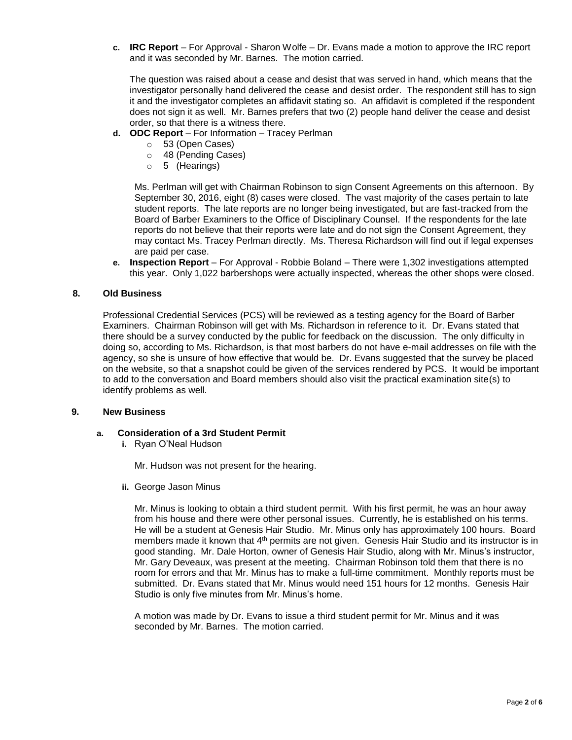c. **IRC Report** – For Approval - Sharon Wolfe – Dr. Evans made a motion to approve the IRC report and it was seconded by Mr. Barnes. The motion carried.

   The question was raised about a cease and desist that was served in hand, which means that the investigator personally hand delivered the cease and desist order. The respondent still has to sign it and the investigator completes an affidavit stating so. An affidavit is completed if the respondent does not sign it as well. Mr. Barnes prefers that two (2) people hand deliver the cease and desist order, so that there is a witness there.

d. **ODC Report** – For Information – Tracey Perlman
   - 53 (Open Cases)
   - 48 (Pending Cases)
   - 5 (Hearings)

   Ms. Perlman will get with Chairman Robinson to sign Consent Agreements on this afternoon. By September 30, 2016, eight (8) cases were closed. The vast majority of the cases pertain to late student reports. The late reports are no longer being investigated, but are fast-tracked from the Board of Barber Examiners to the Office of Disciplinary Counsel. If the respondents for the late reports do not believe that their reports were late and do not sign the Consent Agreement, they may contact Ms. Tracey Perlman directly. Ms. Theresa Richardson will find out if legal expenses are paid per case.

e. **Inspection Report** – For Approval - Robbie Boland – There were 1,302 investigations attempted this year. Only 1,022 barbershops were actually inspected, whereas the other shops were closed.

## 8. Old Business

Professional Credential Services (PCS) will be reviewed as a testing agency for the Board of Barber Examiners. Chairman Robinson will get with Ms. Richardson in reference to it. Dr. Evans stated that there should be a survey conducted by the public for feedback on the discussion. The only difficulty in doing so, according to Ms. Richardson, is that most barbers do not have e-mail addresses on file with the agency, so she is unsure of how effective that would be. Dr. Evans suggested that the survey be placed on the website, so that a snapshot could be given of the services rendered by PCS. It would be important to add to the conversation and Board members should also visit the practical examination site(s) to identify problems as well.

## 9. New Business

### a. Consideration of a 3rd Student Permit

i. Ryan O'Neal Hudson

   Mr. Hudson was not present for the hearing.

ii. George Jason Minus

   Mr. Minus is looking to obtain a third student permit. With his first permit, he was an hour away from his house and there were other personal issues. Currently, he is established on his terms. He will be a student at Genesis Hair Studio. Mr. Minus only has approximately 100 hours. Board members made it known that 4th permits are not given. Genesis Hair Studio and its instructor is in good standing. Mr. Dale Horton, owner of Genesis Hair Studio, along with Mr. Minus's instructor, Mr. Gary Deveaux, was present at the meeting. Chairman Robinson told them that there is no room for errors and that Mr. Minus has to make a full-time commitment. Monthly reports must be submitted. Dr. Evans stated that Mr. Minus would need 151 hours for 12 months. Genesis Hair Studio is only five minutes from Mr. Minus's home.

   A motion was made by Dr. Evans to issue a third student permit for Mr. Minus and it was seconded by Mr. Barnes. The motion carried.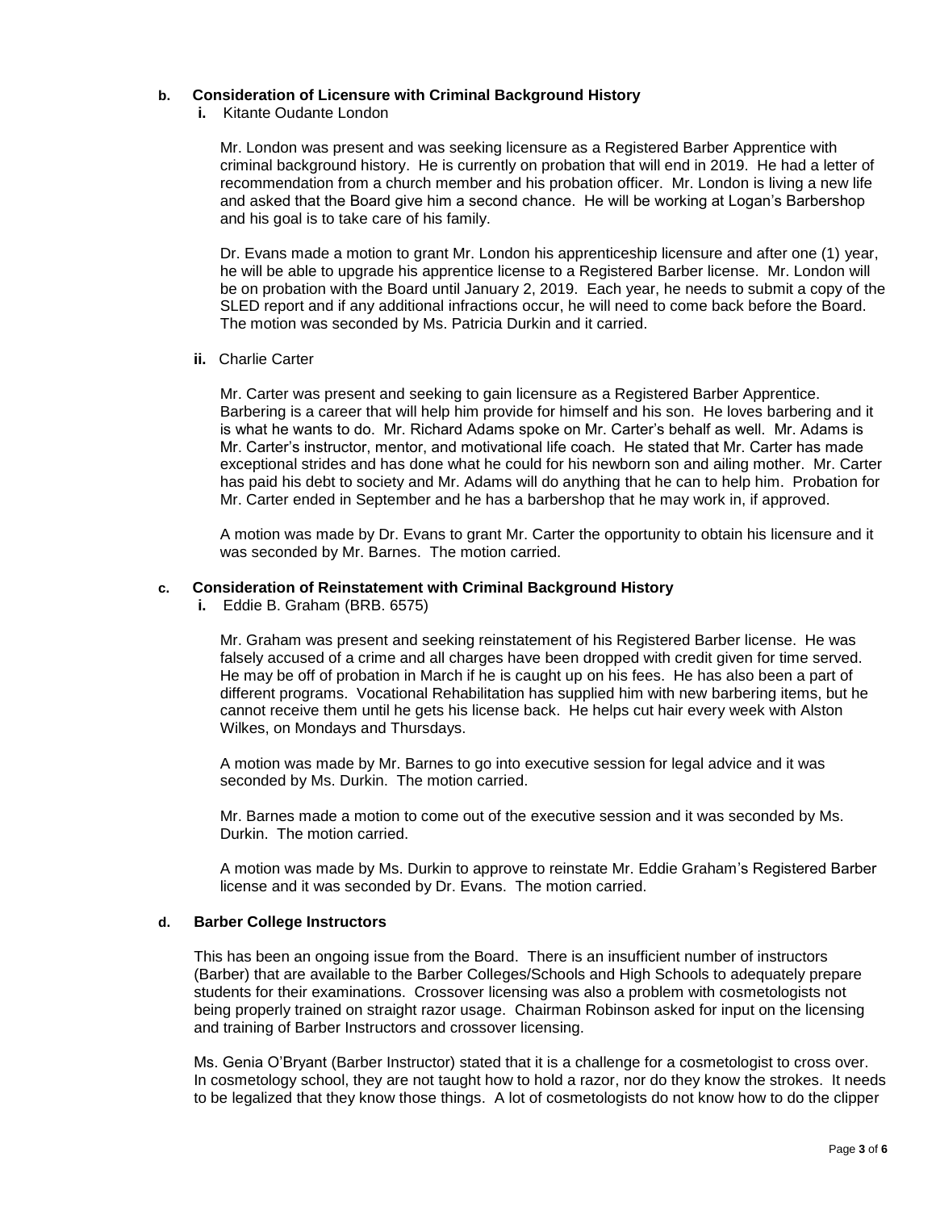**b. Consideration of Licensure with Criminal Background History**

**i.** Kitante Oudante London

Mr. London was present and was seeking licensure as a Registered Barber Apprentice with criminal background history. He is currently on probation that will end in 2019. He had a letter of recommendation from a church member and his probation officer. Mr. London is living a new life and asked that the Board give him a second chance. He will be working at Logan's Barbershop and his goal is to take care of his family.

Dr. Evans made a motion to grant Mr. London his apprenticeship licensure and after one (1) year, he will be able to upgrade his apprentice license to a Registered Barber license. Mr. London will be on probation with the Board until January 2, 2019. Each year, he needs to submit a copy of the SLED report and if any additional infractions occur, he will need to come back before the Board. The motion was seconded by Ms. Patricia Durkin and it carried.

**ii.** Charlie Carter

Mr. Carter was present and seeking to gain licensure as a Registered Barber Apprentice. Barbering is a career that will help him provide for himself and his son. He loves barbering and it is what he wants to do. Mr. Richard Adams spoke on Mr. Carter's behalf as well. Mr. Adams is Mr. Carter's instructor, mentor, and motivational life coach. He stated that Mr. Carter has made exceptional strides and has done what he could for his newborn son and ailing mother. Mr. Carter has paid his debt to society and Mr. Adams will do anything that he can to help him. Probation for Mr. Carter ended in September and he has a barbershop that he may work in, if approved.

A motion was made by Dr. Evans to grant Mr. Carter the opportunity to obtain his licensure and it was seconded by Mr. Barnes. The motion carried.

**c. Consideration of Reinstatement with Criminal Background History**

**i.** Eddie B. Graham (BRB. 6575)

Mr. Graham was present and seeking reinstatement of his Registered Barber license. He was falsely accused of a crime and all charges have been dropped with credit given for time served. He may be off of probation in March if he is caught up on his fees. He has also been a part of different programs. Vocational Rehabilitation has supplied him with new barbering items, but he cannot receive them until he gets his license back. He helps cut hair every week with Alston Wilkes, on Mondays and Thursdays.

A motion was made by Mr. Barnes to go into executive session for legal advice and it was seconded by Ms. Durkin. The motion carried.

Mr. Barnes made a motion to come out of the executive session and it was seconded by Ms. Durkin. The motion carried.

A motion was made by Ms. Durkin to approve to reinstate Mr. Eddie Graham's Registered Barber license and it was seconded by Dr. Evans. The motion carried.

**d. Barber College Instructors**

This has been an ongoing issue from the Board. There is an insufficient number of instructors (Barber) that are available to the Barber Colleges/Schools and High Schools to adequately prepare students for their examinations. Crossover licensing was also a problem with cosmetologists not being properly trained on straight razor usage. Chairman Robinson asked for input on the licensing and training of Barber Instructors and crossover licensing.

Ms. Genia O'Bryant (Barber Instructor) stated that it is a challenge for a cosmetologist to cross over. In cosmetology school, they are not taught how to hold a razor, nor do they know the strokes. It needs to be legalized that they know those things. A lot of cosmetologists do not know how to do the clipper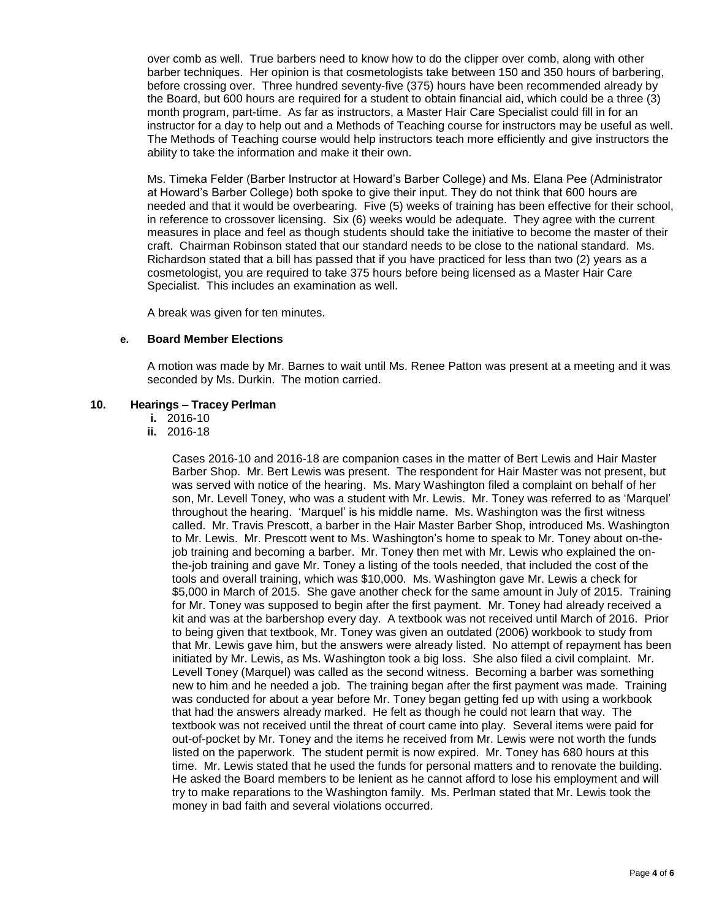over comb as well. True barbers need to know how to do the clipper over comb, along with other barber techniques. Her opinion is that cosmetologists take between 150 and 350 hours of barbering, before crossing over. Three hundred seventy-five (375) hours have been recommended already by the Board, but 600 hours are required for a student to obtain financial aid, which could be a three (3) month program, part-time. As far as instructors, a Master Hair Care Specialist could fill in for an instructor for a day to help out and a Methods of Teaching course for instructors may be useful as well. The Methods of Teaching course would help instructors teach more efficiently and give instructors the ability to take the information and make it their own.

Ms. Timeka Felder (Barber Instructor at Howard's Barber College) and Ms. Elana Pee (Administrator at Howard's Barber College) both spoke to give their input. They do not think that 600 hours are needed and that it would be overbearing. Five (5) weeks of training has been effective for their school, in reference to crossover licensing. Six (6) weeks would be adequate. They agree with the current measures in place and feel as though students should take the initiative to become the master of their craft. Chairman Robinson stated that our standard needs to be close to the national standard. Ms. Richardson stated that a bill has passed that if you have practiced for less than two (2) years as a cosmetologist, you are required to take 375 hours before being licensed as a Master Hair Care Specialist. This includes an examination as well.

A break was given for ten minutes.

**e. Board Member Elections**

A motion was made by Mr. Barnes to wait until Ms. Renee Patton was present at a meeting and it was seconded by Ms. Durkin. The motion carried.

**10. Hearings – Tracey Perlman**

**i.** 2016-10

**ii.** 2016-18

Cases 2016-10 and 2016-18 are companion cases in the matter of Bert Lewis and Hair Master Barber Shop. Mr. Bert Lewis was present. The respondent for Hair Master was not present, but was served with notice of the hearing. Ms. Mary Washington filed a complaint on behalf of her son, Mr. Levell Toney, who was a student with Mr. Lewis. Mr. Toney was referred to as 'Marquel' throughout the hearing. 'Marquel' is his middle name. Ms. Washington was the first witness called. Mr. Travis Prescott, a barber in the Hair Master Barber Shop, introduced Ms. Washington to Mr. Lewis. Mr. Prescott went to Ms. Washington's home to speak to Mr. Toney about on-the-job training and becoming a barber. Mr. Toney then met with Mr. Lewis who explained the on-the-job training and gave Mr. Toney a listing of the tools needed, that included the cost of the tools and overall training, which was $10,000. Ms. Washington gave Mr. Lewis a check for $5,000 in March of 2015. She gave another check for the same amount in July of 2015. Training for Mr. Toney was supposed to begin after the first payment. Mr. Toney had already received a kit and was at the barbershop every day. A textbook was not received until March of 2016. Prior to being given that textbook, Mr. Toney was given an outdated (2006) workbook to study from that Mr. Lewis gave him, but the answers were already listed. No attempt of repayment has been initiated by Mr. Lewis, as Ms. Washington took a big loss. She also filed a civil complaint. Mr. Levell Toney (Marquel) was called as the second witness. Becoming a barber was something new to him and he needed a job. The training began after the first payment was made. Training was conducted for about a year before Mr. Toney began getting fed up with using a workbook that had the answers already marked. He felt as though he could not learn that way. The textbook was not received until the threat of court came into play. Several items were paid for out-of-pocket by Mr. Toney and the items he received from Mr. Lewis were not worth the funds listed on the paperwork. The student permit is now expired. Mr. Toney has 680 hours at this time. Mr. Lewis stated that he used the funds for personal matters and to renovate the building. He asked the Board members to be lenient as he cannot afford to lose his employment and will try to make reparations to the Washington family. Ms. Perlman stated that Mr. Lewis took the money in bad faith and several violations occurred.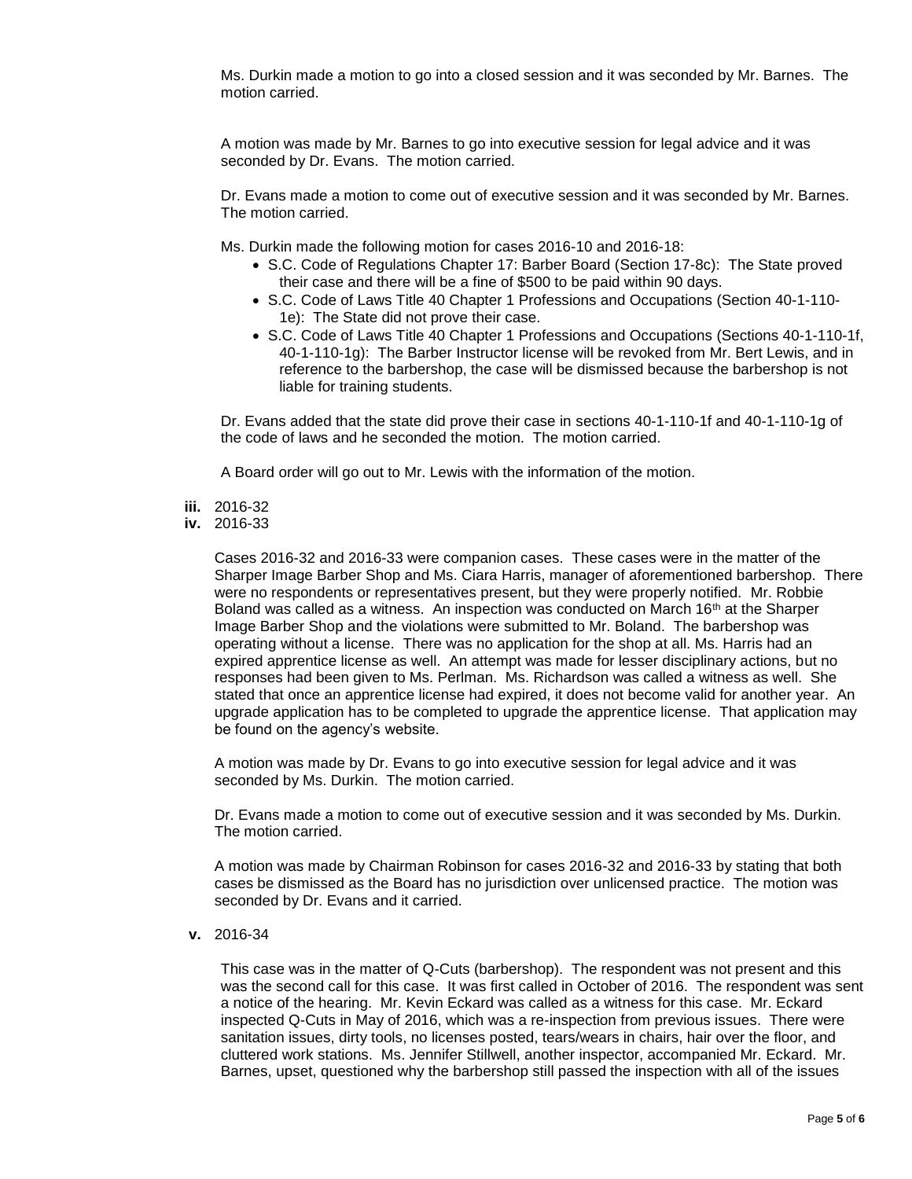Ms. Durkin made a motion to go into a closed session and it was seconded by Mr. Barnes. The motion carried.

A motion was made by Mr. Barnes to go into executive session for legal advice and it was seconded by Dr. Evans. The motion carried.

Dr. Evans made a motion to come out of executive session and it was seconded by Mr. Barnes. The motion carried.

Ms. Durkin made the following motion for cases 2016-10 and 2016-18:

- S.C. Code of Regulations Chapter 17: Barber Board (Section 17-8c): The State proved their case and there will be a fine of $500 to be paid within 90 days.
- S.C. Code of Laws Title 40 Chapter 1 Professions and Occupations (Section 40-1-110-1e): The State did not prove their case.
- S.C. Code of Laws Title 40 Chapter 1 Professions and Occupations (Sections 40-1-110-1f, 40-1-110-1g): The Barber Instructor license will be revoked from Mr. Bert Lewis, and in reference to the barbershop, the case will be dismissed because the barbershop is not liable for training students.

Dr. Evans added that the state did prove their case in sections 40-1-110-1f and 40-1-110-1g of the code of laws and he seconded the motion. The motion carried.

A Board order will go out to Mr. Lewis with the information of the motion.

**iii.** 2016-32
**iv.** 2016-33

Cases 2016-32 and 2016-33 were companion cases. These cases were in the matter of the Sharper Image Barber Shop and Ms. Ciara Harris, manager of aforementioned barbershop. There were no respondents or representatives present, but they were properly notified. Mr. Robbie Boland was called as a witness. An inspection was conducted on March 16th at the Sharper Image Barber Shop and the violations were submitted to Mr. Boland. The barbershop was operating without a license. There was no application for the shop at all. Ms. Harris had an expired apprentice license as well. An attempt was made for lesser disciplinary actions, but no responses had been given to Ms. Perlman. Ms. Richardson was called a witness as well. She stated that once an apprentice license had expired, it does not become valid for another year. An upgrade application has to be completed to upgrade the apprentice license. That application may be found on the agency's website.

A motion was made by Dr. Evans to go into executive session for legal advice and it was seconded by Ms. Durkin. The motion carried.

Dr. Evans made a motion to come out of executive session and it was seconded by Ms. Durkin. The motion carried.

A motion was made by Chairman Robinson for cases 2016-32 and 2016-33 by stating that both cases be dismissed as the Board has no jurisdiction over unlicensed practice. The motion was seconded by Dr. Evans and it carried.

**v.** 2016-34

This case was in the matter of Q-Cuts (barbershop). The respondent was not present and this was the second call for this case. It was first called in October of 2016. The respondent was sent a notice of the hearing. Mr. Kevin Eckard was called as a witness for this case. Mr. Eckard inspected Q-Cuts in May of 2016, which was a re-inspection from previous issues. There were sanitation issues, dirty tools, no licenses posted, tears/wears in chairs, hair over the floor, and cluttered work stations. Ms. Jennifer Stillwell, another inspector, accompanied Mr. Eckard. Mr. Barnes, upset, questioned why the barbershop still passed the inspection with all of the issues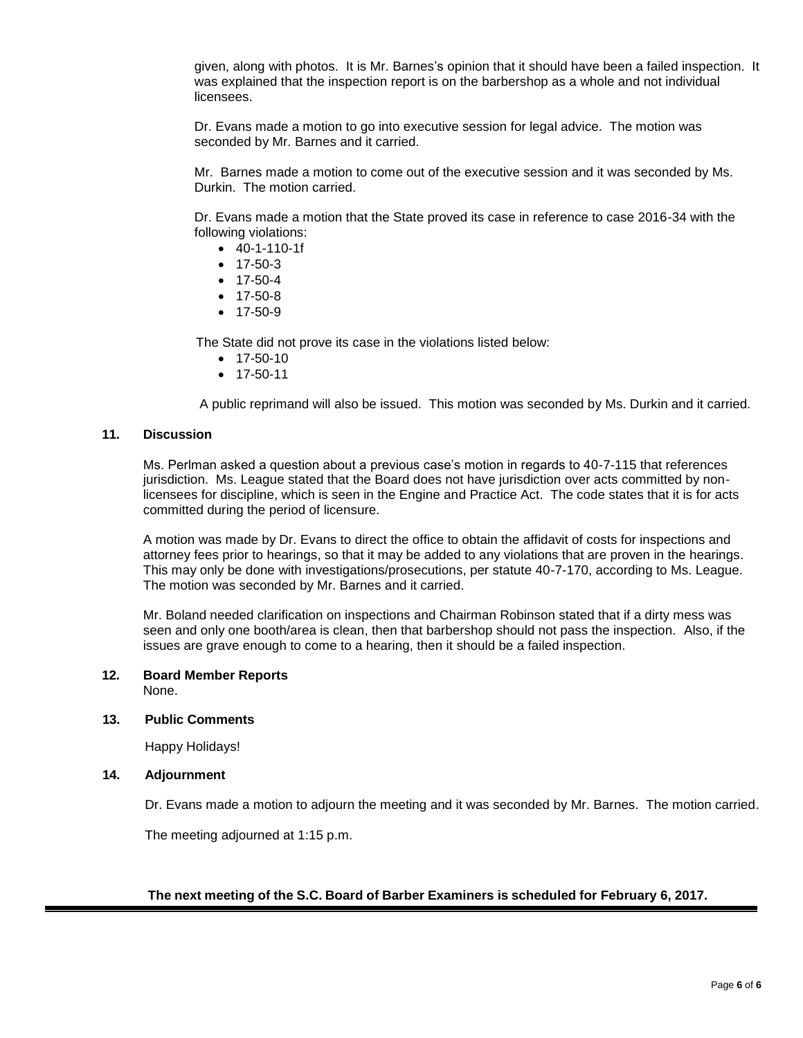given, along with photos. It is Mr. Barnes's opinion that it should have been a failed inspection. It was explained that the inspection report is on the barbershop as a whole and not individual licensees.

Dr. Evans made a motion to go into executive session for legal advice. The motion was seconded by Mr. Barnes and it carried.

Mr. Barnes made a motion to come out of the executive session and it was seconded by Ms. Durkin. The motion carried.

Dr. Evans made a motion that the State proved its case in reference to case 2016-34 with the following violations:

- 40-1-110-1f
- 17-50-3
- 17-50-4
- 17-50-8
- 17-50-9

The State did not prove its case in the violations listed below:

- 17-50-10
- 17-50-11

A public reprimand will also be issued. This motion was seconded by Ms. Durkin and it carried.

**11. Discussion**

Ms. Perlman asked a question about a previous case's motion in regards to 40-7-115 that references jurisdiction. Ms. League stated that the Board does not have jurisdiction over acts committed by non-licensees for discipline, which is seen in the Engine and Practice Act. The code states that it is for acts committed during the period of licensure.

A motion was made by Dr. Evans to direct the office to obtain the affidavit of costs for inspections and attorney fees prior to hearings, so that it may be added to any violations that are proven in the hearings. This may only be done with investigations/prosecutions, per statute 40-7-170, according to Ms. League. The motion was seconded by Mr. Barnes and it carried.

Mr. Boland needed clarification on inspections and Chairman Robinson stated that if a dirty mess was seen and only one booth/area is clean, then that barbershop should not pass the inspection. Also, if the issues are grave enough to come to a hearing, then it should be a failed inspection.

**12. Board Member Reports**

None.

**13. Public Comments**

Happy Holidays!

**14. Adjournment**

Dr. Evans made a motion to adjourn the meeting and it was seconded by Mr. Barnes. The motion carried.

The meeting adjourned at 1:15 p.m.

**The next meeting of the S.C. Board of Barber Examiners is scheduled for February 6, 2017.**